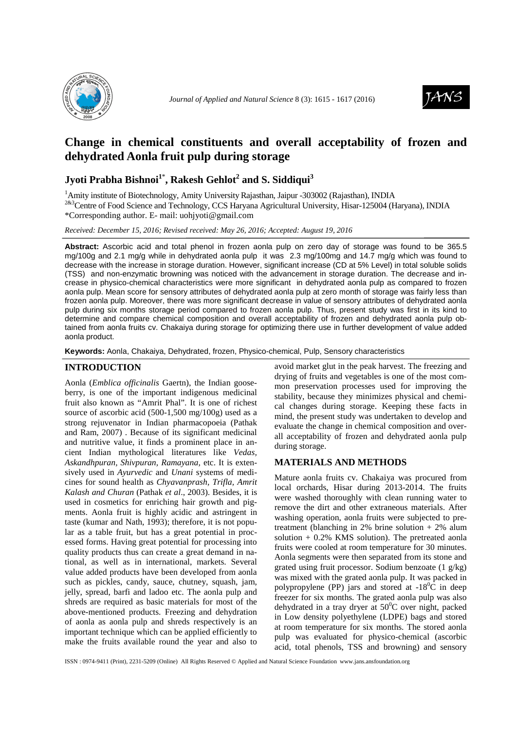# Change in chemical constituents and overall acceptability of frozen and dehydrated Aonla fruit pulp during storage

**Jyoti Prabha Bishnoi[1]\*, Rakesh Gehlot[2] and S. Siddiqui[3]**

[1]Amity institute of Biotechnology, Amity University Rajasthan, Jaipur -303002 (Rajasthan), INDIA
[2&3]Centre of Food Science and Technology, CCS Haryana Agricultural University, Hisar-125004 (Haryana), INDIA
\*Corresponding author. E- mail: uohjyoti@gmail.com

*Received: December 15, 2016; Revised received: May 26, 2016; Accepted: August 19, 2016*

**Abstract:** Ascorbic acid and total phenol in frozen aonla pulp on zero day of storage was found to be 365.5 mg/100g and 2.1 mg/g while in dehydrated aonla pulp it was 2.3 mg/100mg and 14.7 mg/g which was found to decrease with the increase in storage duration. However, significant increase (CD at 5% Level) in total soluble solids (TSS) and non-enzymatic browning was noticed with the advancement in storage duration. The decrease and increase in physico-chemical characteristics were more significant in dehydrated aonla pulp as compared to frozen aonla pulp. Mean score for sensory attributes of dehydrated aonla pulp at zero month of storage was fairly less than frozen aonla pulp. Moreover, there was more significant decrease in value of sensory attributes of dehydrated aonla pulp during six months storage period compared to frozen aonla pulp. Thus, present study was first in its kind to determine and compare chemical composition and overall acceptability of frozen and dehydrated aonla pulp obtained from aonla fruits cv. Chakaiya during storage for optimizing there use in further development of value added aonla product.

**Keywords:** Aonla, Chakaiya, Dehydrated, frozen, Physico-chemical, Pulp, Sensory characteristics

## INTRODUCTION

Aonla (*Emblica officinalis* Gaertn), the Indian gooseberry, is one of the important indigenous medicinal fruit also known as "Amrit Phal". It is one of richest source of ascorbic acid (500-1,500 mg/100g) used as a strong rejuvenator in Indian pharmacopoeia (Pathak and Ram, 2007) . Because of its significant medicinal and nutritive value, it finds a prominent place in ancient Indian mythological literatures like *Vedas, Askandhpuran, Shivpuran, Ramayana,* etc. It is extensively used in *Ayurvedic* and *Unani* systems of medicines for sound health as *Chyavanprash, Trifla, Amrit Kalash and Churan* (Pathak *et al*., 2003). Besides, it is used in cosmetics for enriching hair growth and pigments. Aonla fruit is highly acidic and astringent in taste (kumar and Nath, 1993); therefore, it is not popular as a table fruit, but has a great potential in processed forms. Having great potential for processing into quality products thus can create a great demand in national, as well as in international, markets. Several value added products have been developed from aonla such as pickles, candy, sauce, chutney, squash, jam, jelly, spread, barfi and ladoo etc. The aonla pulp and shreds are required as basic materials for most of the above-mentioned products. Freezing and dehydration of aonla as aonla pulp and shreds respectively is an important technique which can be applied efficiently to make the fruits available round the year and also to avoid market glut in the peak harvest. The freezing and drying of fruits and vegetables is one of the most common preservation processes used for improving the stability, because they minimizes physical and chemical changes during storage. Keeping these facts in mind, the present study was undertaken to develop and evaluate the change in chemical composition and overall acceptability of frozen and dehydrated aonla pulp during storage.

## MATERIALS AND METHODS

Mature aonla fruits cv. Chakaiya was procured from local orchards, Hisar during 2013-2014. The fruits were washed thoroughly with clean running water to remove the dirt and other extraneous materials. After washing operation, aonla fruits were subjected to pretreatment (blanching in 2% brine solution + 2% alum solution + 0.2% KMS solution). The pretreated aonla fruits were cooled at room temperature for 30 minutes. Aonla segments were then separated from its stone and grated using fruit processor. Sodium benzoate (1 g/kg) was mixed with the grated aonla pulp. It was packed in polypropylene (PP) jars and stored at -18$^0$C in deep freezer for six months. The grated aonla pulp was also dehydrated in a tray dryer at 50$^0$C over night, packed in Low density polyethylene (LDPE) bags and stored at room temperature for six months. The stored aonla pulp was evaluated for physico-chemical (ascorbic acid, total phenols, TSS and browning) and sensory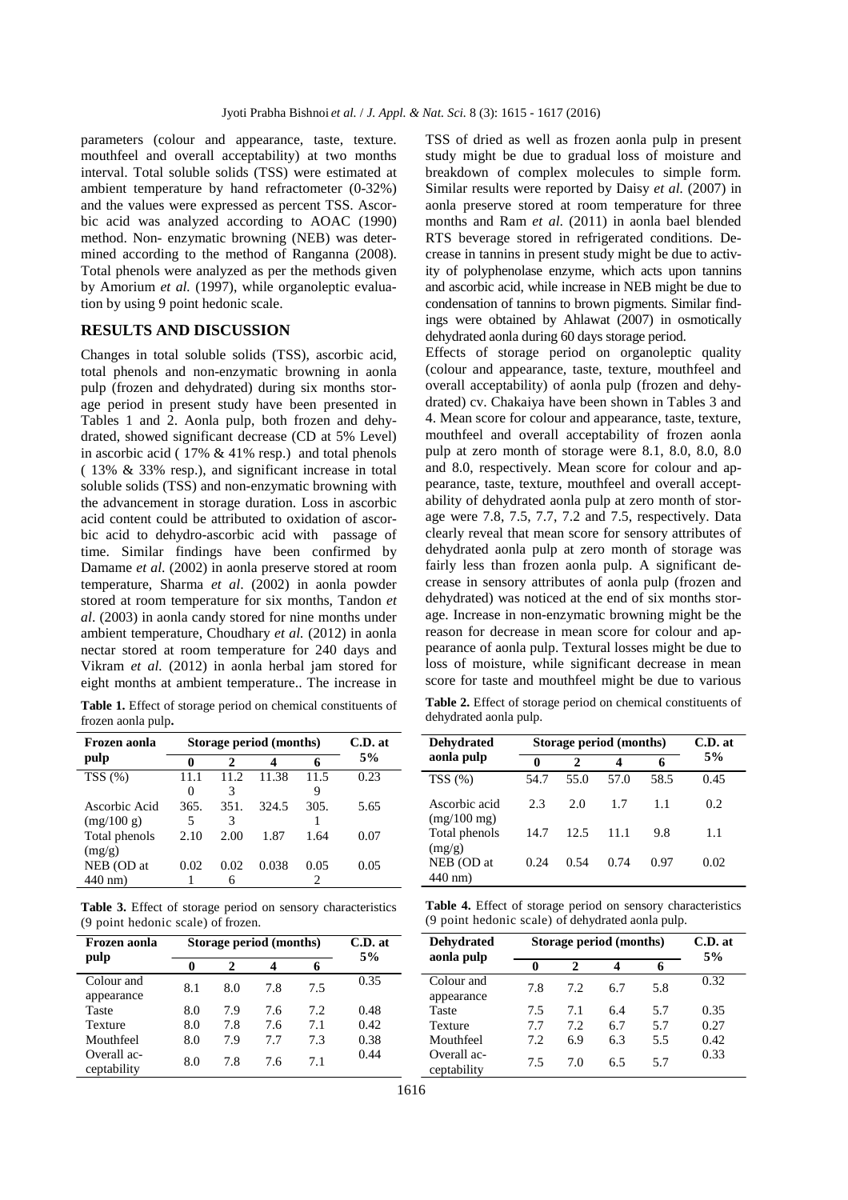parameters (colour and appearance, taste, texture. mouthfeel and overall acceptability) at two months interval. Total soluble solids (TSS) were estimated at ambient temperature by hand refractometer (0-32%) and the values were expressed as percent TSS. Ascorbic acid was analyzed according to AOAC (1990) method. Non- enzymatic browning (NEB) was determined according to the method of Ranganna (2008). Total phenols were analyzed as per the methods given by Amorium *et al.* (1997), while organoleptic evaluation by using 9 point hedonic scale.

## RESULTS AND DISCUSSION

Changes in total soluble solids (TSS), ascorbic acid, total phenols and non-enzymatic browning in aonla pulp (frozen and dehydrated) during six months storage period in present study have been presented in Tables 1 and 2. Aonla pulp, both frozen and dehydrated, showed significant decrease (CD at 5% Level) in ascorbic acid ( 17% & 41% resp.) and total phenols ( 13% & 33% resp.), and significant increase in total soluble solids (TSS) and non-enzymatic browning with the advancement in storage duration. Loss in ascorbic acid content could be attributed to oxidation of ascorbic acid to dehydro-ascorbic acid with passage of time. Similar findings have been confirmed by Damame *et al.* (2002) in aonla preserve stored at room temperature, Sharma *et al*. (2002) in aonla powder stored at room temperature for six months, Tandon *et al*. (2003) in aonla candy stored for nine months under ambient temperature, Choudhary *et al.* (2012) in aonla nectar stored at room temperature for 240 days and Vikram *et al.* (2012) in aonla herbal jam stored for eight months at ambient temperature.. The increase in TSS of dried as well as frozen aonla pulp in present study might be due to gradual loss of moisture and breakdown of complex molecules to simple form. Similar results were reported by Daisy *et al.* (2007) in aonla preserve stored at room temperature for three months and Ram *et al*. (2011) in aonla bael blended RTS beverage stored in refrigerated conditions. Decrease in tannins in present study might be due to activity of polyphenolase enzyme, which acts upon tannins and ascorbic acid, while increase in NEB might be due to condensation of tannins to brown pigments. Similar findings were obtained by Ahlawat (2007) in osmotically dehydrated aonla during 60 days storage period.

Effects of storage period on organoleptic quality (colour and appearance, taste, texture, mouthfeel and overall acceptability) of aonla pulp (frozen and dehydrated) cv. Chakaiya have been shown in Tables 3 and 4. Mean score for colour and appearance, taste, texture, mouthfeel and overall acceptability of frozen aonla pulp at zero month of storage were 8.1, 8.0, 8.0, 8.0 and 8.0, respectively. Mean score for colour and appearance, taste, texture, mouthfeel and overall acceptability of dehydrated aonla pulp at zero month of storage were 7.8, 7.5, 7.7, 7.2 and 7.5, respectively. Data clearly reveal that mean score for sensory attributes of dehydrated aonla pulp at zero month of storage was fairly less than frozen aonla pulp. A significant decrease in sensory attributes of aonla pulp (frozen and dehydrated) was noticed at the end of six months storage. Increase in non-enzymatic browning might be the reason for decrease in mean score for colour and appearance of aonla pulp. Textural losses might be due to loss of moisture, while significant decrease in mean score for taste and mouthfeel might be due to various

**Table 1.** Effect of storage period on chemical constituents of frozen aonla pulp**.**

| Frozen aonla pulp | Storage period (months) | | | | C.D. at 5% |
|---|---|---|---|---|---|
| | 0 | 2 | 4 | 6 | |
| TSS (%) | 11.10 | 11.23 | 11.38 | 11.59 | 0.23 |
| Ascorbic Acid (mg/100 g) | 365.5 | 351.3 | 324.5 | 305.1 | 5.65 |
| Total phenols (mg/g) | 2.10 | 2.00 | 1.87 | 1.64 | 0.07 |
| NEB (OD at 440 nm) | 0.021 | 0.026 | 0.038 | 0.052 | 0.05 |

**Table 2.** Effect of storage period on chemical constituents of dehydrated aonla pulp.

| Dehydrated aonla pulp | Storage period (months) | | | | C.D. at 5% |
|---|---|---|---|---|---|
| | 0 | 2 | 4 | 6 | |
| TSS (%) | 54.7 | 55.0 | 57.0 | 58.5 | 0.45 |
| Ascorbic acid (mg/100 mg) | 2.3 | 2.0 | 1.7 | 1.1 | 0.2 |
| Total phenols (mg/g) | 14.7 | 12.5 | 11.1 | 9.8 | 1.1 |
| NEB (OD at 440 nm) | 0.24 | 0.54 | 0.74 | 0.97 | 0.02 |

**Table 3.** Effect of storage period on sensory characteristics (9 point hedonic scale) of frozen.

| Frozen aonla pulp | Storage period (months) | | | | C.D. at 5% |
|---|---|---|---|---|---|
| | 0 | 2 | 4 | 6 | |
| Colour and appearance | 8.1 | 8.0 | 7.8 | 7.5 | 0.35 |
| Taste | 8.0 | 7.9 | 7.6 | 7.2 | 0.48 |
| Texture | 8.0 | 7.8 | 7.6 | 7.1 | 0.42 |
| Mouthfeel | 8.0 | 7.9 | 7.7 | 7.3 | 0.38 |
| Overall acceptability | 8.0 | 7.8 | 7.6 | 7.1 | 0.44 |

**Table 4.** Effect of storage period on sensory characteristics (9 point hedonic scale) of dehydrated aonla pulp.

| Dehydrated aonla pulp | Storage period (months) | | | | C.D. at 5% |
|---|---|---|---|---|---|
| | 0 | 2 | 4 | 6 | |
| Colour and appearance | 7.8 | 7.2 | 6.7 | 5.8 | 0.32 |
| Taste | 7.5 | 7.1 | 6.4 | 5.7 | 0.35 |
| Texture | 7.7 | 7.2 | 6.7 | 5.7 | 0.27 |
| Mouthfeel | 7.2 | 6.9 | 6.3 | 5.5 | 0.42 |
| Overall acceptability | 7.5 | 7.0 | 6.5 | 5.7 | 0.33 |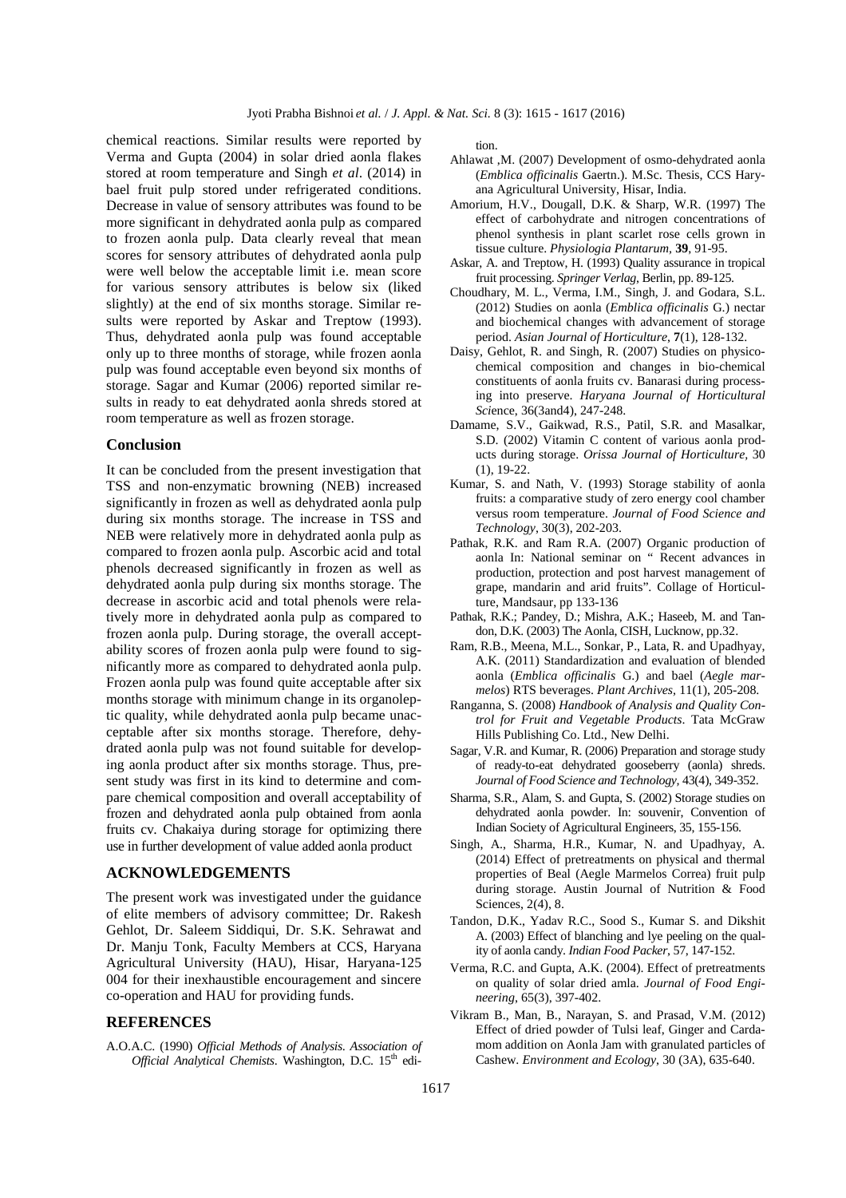chemical reactions. Similar results were reported by Verma and Gupta (2004) in solar dried aonla flakes stored at room temperature and Singh *et al*. (2014) in bael fruit pulp stored under refrigerated conditions. Decrease in value of sensory attributes was found to be more significant in dehydrated aonla pulp as compared to frozen aonla pulp. Data clearly reveal that mean scores for sensory attributes of dehydrated aonla pulp were well below the acceptable limit i.e. mean score for various sensory attributes is below six (liked slightly) at the end of six months storage. Similar results were reported by Askar and Treptow (1993). Thus, dehydrated aonla pulp was found acceptable only up to three months of storage, while frozen aonla pulp was found acceptable even beyond six months of storage. Sagar and Kumar (2006) reported similar results in ready to eat dehydrated aonla shreds stored at room temperature as well as frozen storage.

## Conclusion

It can be concluded from the present investigation that TSS and non-enzymatic browning (NEB) increased significantly in frozen as well as dehydrated aonla pulp during six months storage. The increase in TSS and NEB were relatively more in dehydrated aonla pulp as compared to frozen aonla pulp. Ascorbic acid and total phenols decreased significantly in frozen as well as dehydrated aonla pulp during six months storage. The decrease in ascorbic acid and total phenols were relatively more in dehydrated aonla pulp as compared to frozen aonla pulp. During storage, the overall acceptability scores of frozen aonla pulp were found to significantly more as compared to dehydrated aonla pulp. Frozen aonla pulp was found quite acceptable after six months storage with minimum change in its organoleptic quality, while dehydrated aonla pulp became unacceptable after six months storage. Therefore, dehydrated aonla pulp was not found suitable for developing aonla product after six months storage. Thus, present study was first in its kind to determine and compare chemical composition and overall acceptability of frozen and dehydrated aonla pulp obtained from aonla fruits cv. Chakaiya during storage for optimizing there use in further development of value added aonla product

## ACKNOWLEDGEMENTS

The present work was investigated under the guidance of elite members of advisory committee; Dr. Rakesh Gehlot, Dr. Saleem Siddiqui, Dr. S.K. Sehrawat and Dr. Manju Tonk, Faculty Members at CCS, Haryana Agricultural University (HAU), Hisar, Haryana-125 004 for their inexhaustible encouragement and sincere co-operation and HAU for providing funds.

## REFERENCES

A.O.A.C. (1990) *Official Methods of Analysis. Association of Official Analytical Chemists*. Washington, D.C. 15th edition.

Ahlawat ,M. (2007) Development of osmo-dehydrated aonla (*Emblica officinalis* Gaertn.). M.Sc. Thesis, CCS Haryana Agricultural University, Hisar, India.

Amorium, H.V., Dougall, D.K. & Sharp, W.R. (1997) The effect of carbohydrate and nitrogen concentrations of phenol synthesis in plant scarlet rose cells grown in tissue culture. *Physiologia Plantarum*, **39**, 91-95.

Askar, A. and Treptow, H. (1993) Quality assurance in tropical fruit processing. *Springer Verlag*, Berlin, pp. 89-125.

Choudhary, M. L., Verma, I.M., Singh, J. and Godara, S.L. (2012) Studies on aonla (*Emblica officinalis* G.) nectar and biochemical changes with advancement of storage period. *Asian Journal of Horticulture*, **7**(1), 128-132.

Daisy, Gehlot, R. and Singh, R. (2007) Studies on physico-chemical composition and changes in bio-chemical constituents of aonla fruits cv. Banarasi during processing into preserve. *Haryana Journal of Horticultural Sci*ence, 36(3and4), 247-248.

Damame, S.V., Gaikwad, R.S., Patil, S.R. and Masalkar, S.D. (2002) Vitamin C content of various aonla products during storage. *Orissa Journal of Horticulture*, 30 (1), 19-22.

Kumar, S. and Nath, V. (1993) Storage stability of aonla fruits: a comparative study of zero energy cool chamber versus room temperature. *Journal of Food Science and Technology*, 30(3), 202-203.

Pathak, R.K. and Ram R.A. (2007) Organic production of aonla In: National seminar on " Recent advances in production, protection and post harvest management of grape, mandarin and arid fruits". Collage of Horticulture, Mandsaur, pp 133-136

Pathak, R.K.; Pandey, D.; Mishra, A.K.; Haseeb, M. and Tandon, D.K. (2003) The Aonla, CISH, Lucknow, pp.32.

Ram, R.B., Meena, M.L., Sonkar, P., Lata, R. and Upadhyay, A.K. (2011) Standardization and evaluation of blended aonla (*Emblica officinalis* G.) and bael (*Aegle marmelos*) RTS beverages. *Plant Archives*, 11(1), 205-208.

Ranganna, S. (2008) *Handbook of Analysis and Quality Control for Fruit and Vegetable Products*. Tata McGraw Hills Publishing Co. Ltd., New Delhi.

Sagar, V.R. and Kumar, R. (2006) Preparation and storage study of ready-to-eat dehydrated gooseberry (aonla) shreds. *Journal of Food Science and Technology*, 43(4), 349-352.

Sharma, S.R., Alam, S. and Gupta, S. (2002) Storage studies on dehydrated aonla powder. In: souvenir, Convention of Indian Society of Agricultural Engineers, 35, 155-156.

Singh, A., Sharma, H.R., Kumar, N. and Upadhyay, A. (2014) Effect of pretreatments on physical and thermal properties of Beal (Aegle Marmelos Correa) fruit pulp during storage. Austin Journal of Nutrition & Food Sciences, 2(4), 8.

Tandon, D.K., Yadav R.C., Sood S., Kumar S. and Dikshit A. (2003) Effect of blanching and lye peeling on the quality of aonla candy. *Indian Food Packer*, 57, 147-152.

Verma, R.C. and Gupta, A.K. (2004). Effect of pretreatments on quality of solar dried amla. *Journal of Food Engineering*, 65(3), 397-402.

Vikram B., Man, B., Narayan, S. and Prasad, V.M. (2012) Effect of dried powder of Tulsi leaf, Ginger and Cardamom addition on Aonla Jam with granulated particles of Cashew. *Environment and Ecology*, 30 (3A), 635-640.